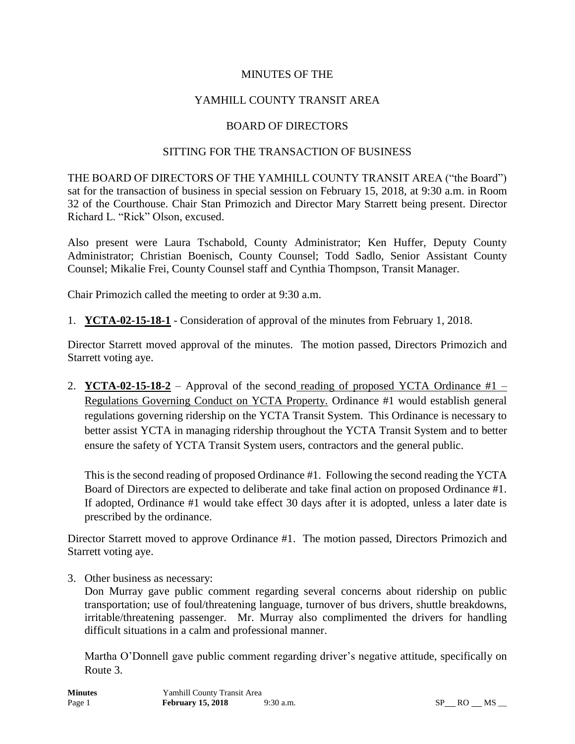MINUTES OF THE

YAMHILL COUNTY TRANSIT AREA

BOARD OF DIRECTORS

SITTING FOR THE TRANSACTION OF BUSINESS

THE BOARD OF DIRECTORS OF THE YAMHILL COUNTY TRANSIT AREA ("the Board") sat for the transaction of business in special session on February 15, 2018, at 9:30 a.m. in Room 32 of the Courthouse. Chair Stan Primozich and Director Mary Starrett being present. Director Richard L. "Rick" Olson, excused.

Also present were Laura Tschabold, County Administrator; Ken Huffer, Deputy County Administrator; Christian Boenisch, County Counsel; Todd Sadlo, Senior Assistant County Counsel; Mikalie Frei, County Counsel staff and Cynthia Thompson, Transit Manager.

Chair Primozich called the meeting to order at 9:30 a.m.

1. **YCTA-02-15-18-1** - Consideration of approval of the minutes from February 1, 2018.

Director Starrett moved approval of the minutes. The motion passed, Directors Primozich and Starrett voting aye.

2. **YCTA-02-15-18-2** – Approval of the second reading of proposed YCTA Ordinance #1 – Regulations Governing Conduct on YCTA Property. Ordinance #1 would establish general regulations governing ridership on the YCTA Transit System. This Ordinance is necessary to better assist YCTA in managing ridership throughout the YCTA Transit System and to better ensure the safety of YCTA Transit System users, contractors and the general public.

   This is the second reading of proposed Ordinance #1. Following the second reading the YCTA Board of Directors are expected to deliberate and take final action on proposed Ordinance #1. If adopted, Ordinance #1 would take effect 30 days after it is adopted, unless a later date is prescribed by the ordinance.

Director Starrett moved to approve Ordinance #1. The motion passed, Directors Primozich and Starrett voting aye.

3. Other business as necessary:
   Don Murray gave public comment regarding several concerns about ridership on public transportation; use of foul/threatening language, turnover of bus drivers, shuttle breakdowns, irritable/threatening passenger. Mr. Murray also complimented the drivers for handling difficult situations in a calm and professional manner.

   Martha O'Donnell gave public comment regarding driver's negative attitude, specifically on Route 3.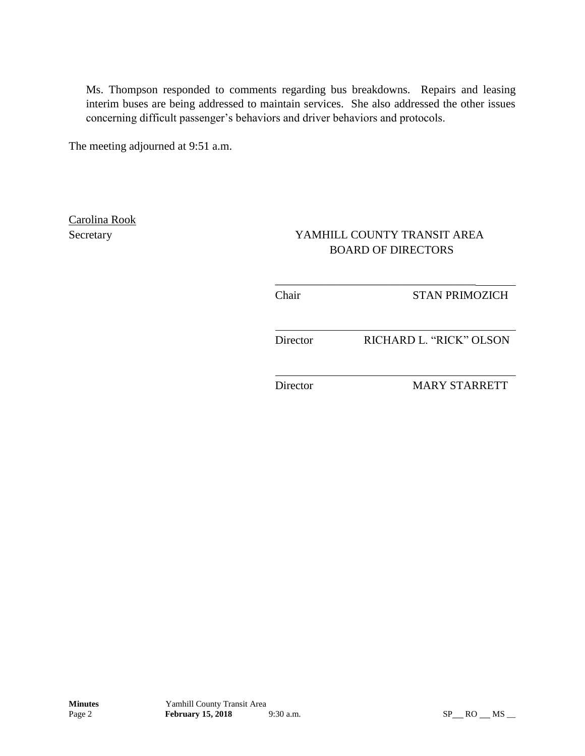Ms. Thompson responded to comments regarding bus breakdowns. Repairs and leasing interim buses are being addressed to maintain services. She also addressed the other issues concerning difficult passenger's behaviors and driver behaviors and protocols.

The meeting adjourned at 9:51 a.m.

Carolina Rook
Secretary

YAMHILL COUNTY TRANSIT AREA
BOARD OF DIRECTORS

\_\_\_\_\_\_\_\_\_\_\_\_\_\_\_\_\_\_\_\_\_\_\_\_\_\_\_\_\_\_\_\_\_\_\_\_\_\_\_\_
Chair STAN PRIMOZICH

\_\_\_\_\_\_\_\_\_\_\_\_\_\_\_\_\_\_\_\_\_\_\_\_\_\_\_\_\_\_\_\_\_\_\_\_\_\_\_\_
Director RICHARD L. "RICK" OLSON

\_\_\_\_\_\_\_\_\_\_\_\_\_\_\_\_\_\_\_\_\_\_\_\_\_\_\_\_\_\_\_\_\_\_\_\_\_\_\_\_
Director MARY STARRETT